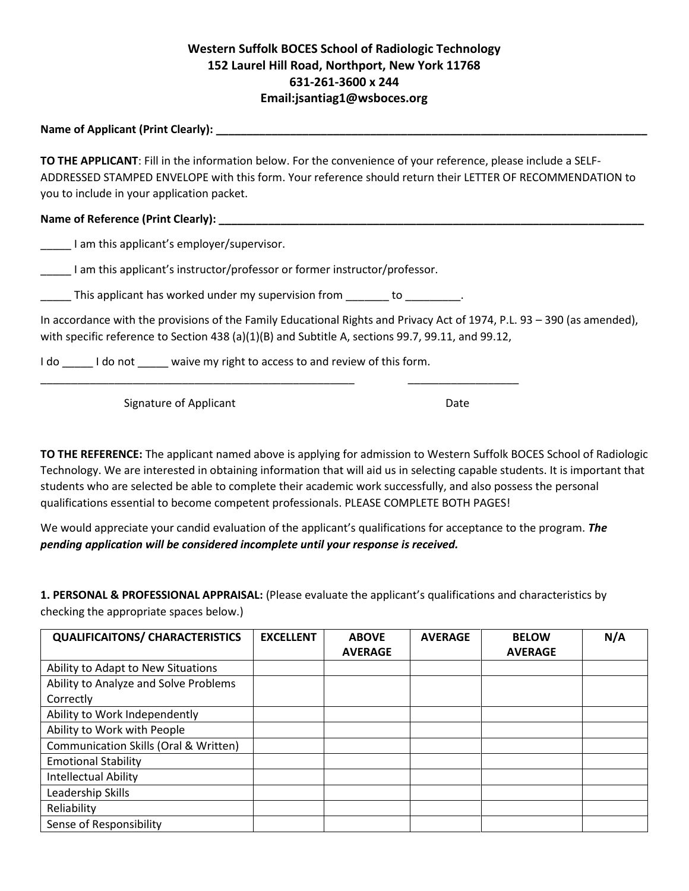**Western Suffolk BOCES School of Radiologic Technology**
**152 Laurel Hill Road, Northport, New York 11768**
**631-261-3600 x 244**
**Email:jsantiag1@wsboces.org**

**Name of Applicant (Print Clearly): ___________________________________________________________________________**

**TO THE APPLICANT**: Fill in the information below. For the convenience of your reference, please include a SELF-ADDRESSED STAMPED ENVELOPE with this form. Your reference should return their LETTER OF RECOMMENDATION to you to include in your application packet.

**Name of Reference (Print Clearly): ___________________________________________________________________________**

_____ I am this applicant's employer/supervisor.

_____ I am this applicant's instructor/professor or former instructor/professor.

_____ This applicant has worked under my supervision from _______ to _________.

In accordance with the provisions of the Family Educational Rights and Privacy Act of 1974, P.L. 93 – 390 (as amended), with specific reference to Section 438 (a)(1)(B) and Subtitle A, sections 99.7, 99.11, and 99.12,

I do _____ I do not _____ waive my right to access to and review of this form.

_______________________________________________________ ___________________

Signature of Applicant Date

**TO THE REFERENCE:** The applicant named above is applying for admission to Western Suffolk BOCES School of Radiologic Technology. We are interested in obtaining information that will aid us in selecting capable students. It is important that students who are selected be able to complete their academic work successfully, and also possess the personal qualifications essential to become competent professionals. PLEASE COMPLETE BOTH PAGES!

We would appreciate your candid evaluation of the applicant's qualifications for acceptance to the program. ***The pending application will be considered incomplete until your response is received.***

**1. PERSONAL & PROFESSIONAL APPRAISAL:** (Please evaluate the applicant's qualifications and characteristics by checking the appropriate spaces below.)

| QUALIFICAITONS/ CHARACTERISTICS | EXCELLENT | ABOVE AVERAGE | AVERAGE | BELOW AVERAGE | N/A |
|---|---|---|---|---|---|
| Ability to Adapt to New Situations | | | | | |
| Ability to Analyze and Solve Problems Correctly | | | | | |
| Ability to Work Independently | | | | | |
| Ability to Work with People | | | | | |
| Communication Skills (Oral & Written) | | | | | |
| Emotional Stability | | | | | |
| Intellectual Ability | | | | | |
| Leadership Skills | | | | | |
| Reliability | | | | | |
| Sense of Responsibility | | | | | |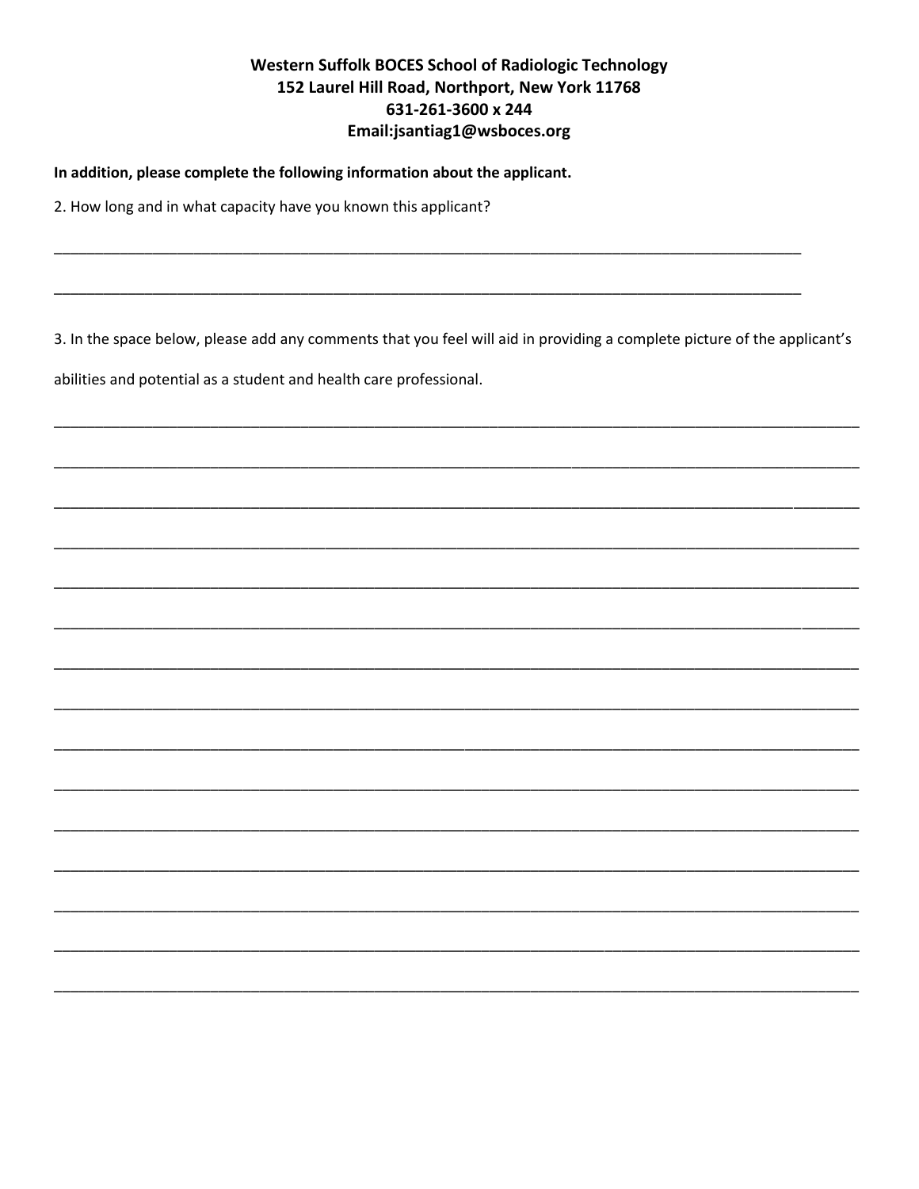**Western Suffolk BOCES School of Radiologic Technology**
**152 Laurel Hill Road, Northport, New York 11768**
**631-261-3600 x 244**
**Email:jsantiag1@wsboces.org**

**In addition, please complete the following information about the applicant.**

2. How long and in what capacity have you known this applicant?

_______________________________________________________________________________________

_______________________________________________________________________________________

3. In the space below, please add any comments that you feel will aid in providing a complete picture of the applicant's abilities and potential as a student and health care professional.

_______________________________________________________________________________________

_______________________________________________________________________________________

_______________________________________________________________________________________

_______________________________________________________________________________________

_______________________________________________________________________________________

_______________________________________________________________________________________

_______________________________________________________________________________________

_______________________________________________________________________________________

_______________________________________________________________________________________

_______________________________________________________________________________________

_______________________________________________________________________________________

_______________________________________________________________________________________

_______________________________________________________________________________________

_______________________________________________________________________________________

_______________________________________________________________________________________